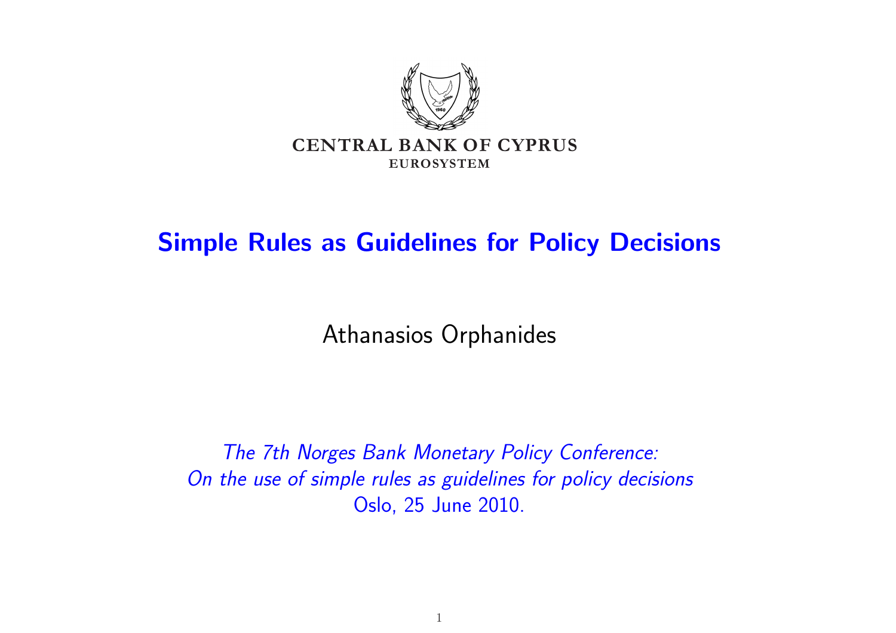CENTRAL BANK OF CYPRUS
EUROSYSTEM

# Simple Rules as Guidelines for Policy Decisions

Athanasios Orphanides

*The 7th Norges Bank Monetary Policy Conference:*
*On the use of simple rules as guidelines for policy decisions*
Oslo, 25 June 2010.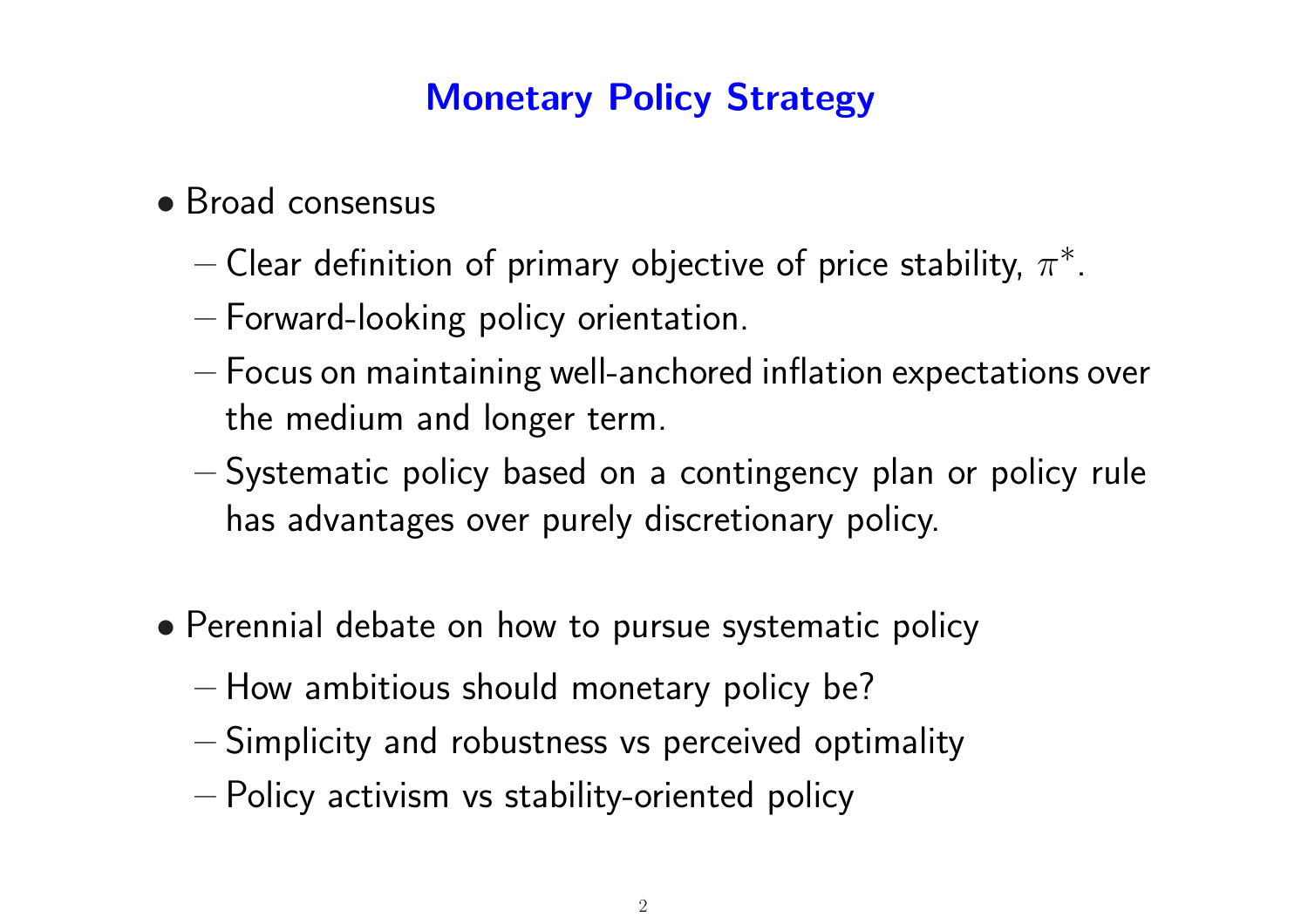# Monetary Policy Strategy

- Broad consensus
  - Clear definition of primary objective of price stability, $\pi^*$.
  - Forward-looking policy orientation.
  - Focus on maintaining well-anchored inflation expectations over the medium and longer term.
  - Systematic policy based on a contingency plan or policy rule has advantages over purely discretionary policy.

- Perennial debate on how to pursue systematic policy
  - How ambitious should monetary policy be?
  - Simplicity and robustness vs perceived optimality
  - Policy activism vs stability-oriented policy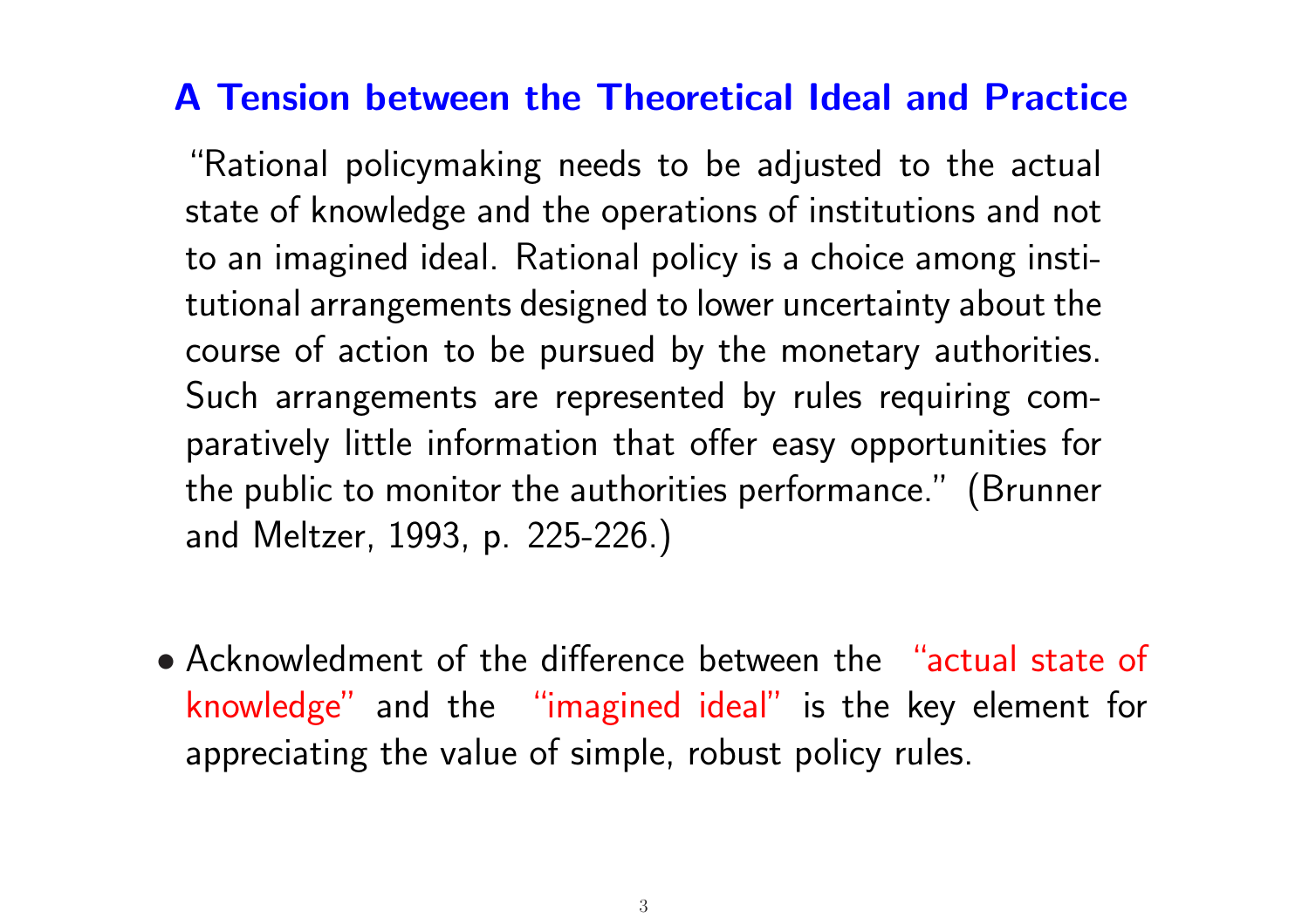## A Tension between the Theoretical Ideal and Practice

"Rational policymaking needs to be adjusted to the actual state of knowledge and the operations of institutions and not to an imagined ideal. Rational policy is a choice among institutional arrangements designed to lower uncertainty about the course of action to be pursued by the monetary authorities. Such arrangements are represented by rules requiring comparatively little information that offer easy opportunities for the public to monitor the authorities performance." (Brunner and Meltzer, 1993, p. 225-226.)

- Acknowledment of the difference between the "actual state of knowledge" and the "imagined ideal" is the key element for appreciating the value of simple, robust policy rules.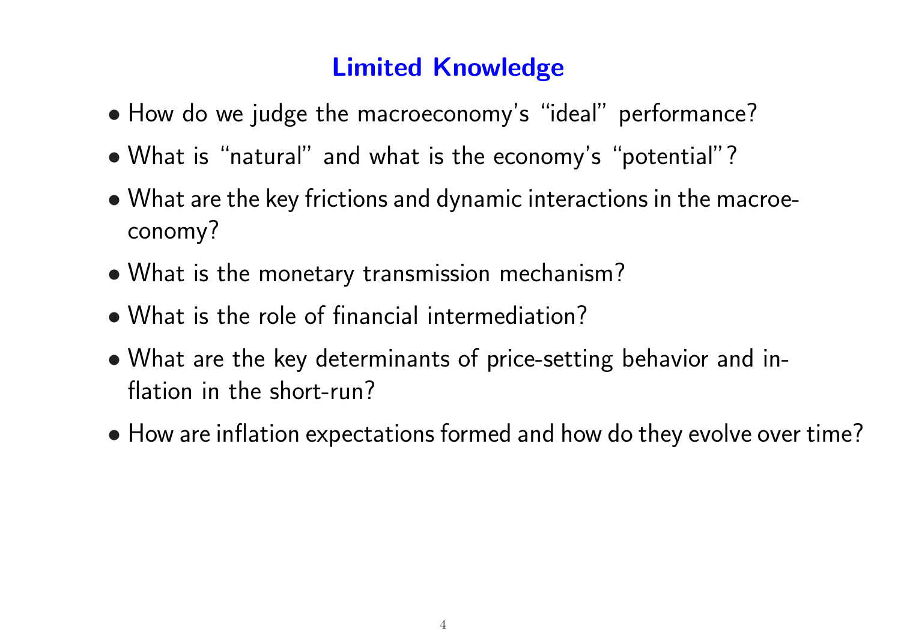# Limited Knowledge

- How do we judge the macroeconomy's "ideal" performance?
- What is "natural" and what is the economy's "potential"?
- What are the key frictions and dynamic interactions in the macroeconomy?
- What is the monetary transmission mechanism?
- What is the role of financial intermediation?
- What are the key determinants of price-setting behavior and inflation in the short-run?
- How are inflation expectations formed and how do they evolve over time?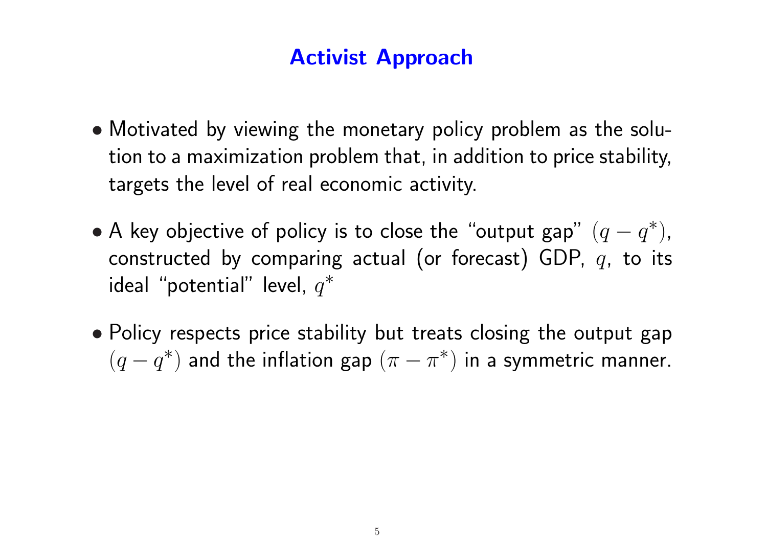# Activist Approach

- Motivated by viewing the monetary policy problem as the solution to a maximization problem that, in addition to price stability, targets the level of real economic activity.

- A key objective of policy is to close the "output gap" $(q - q^*)$, constructed by comparing actual (or forecast) GDP, $q$, to its ideal "potential" level, $q^*$

- Policy respects price stability but treats closing the output gap $(q - q^*)$ and the inflation gap $(\pi - \pi^*)$ in a symmetric manner.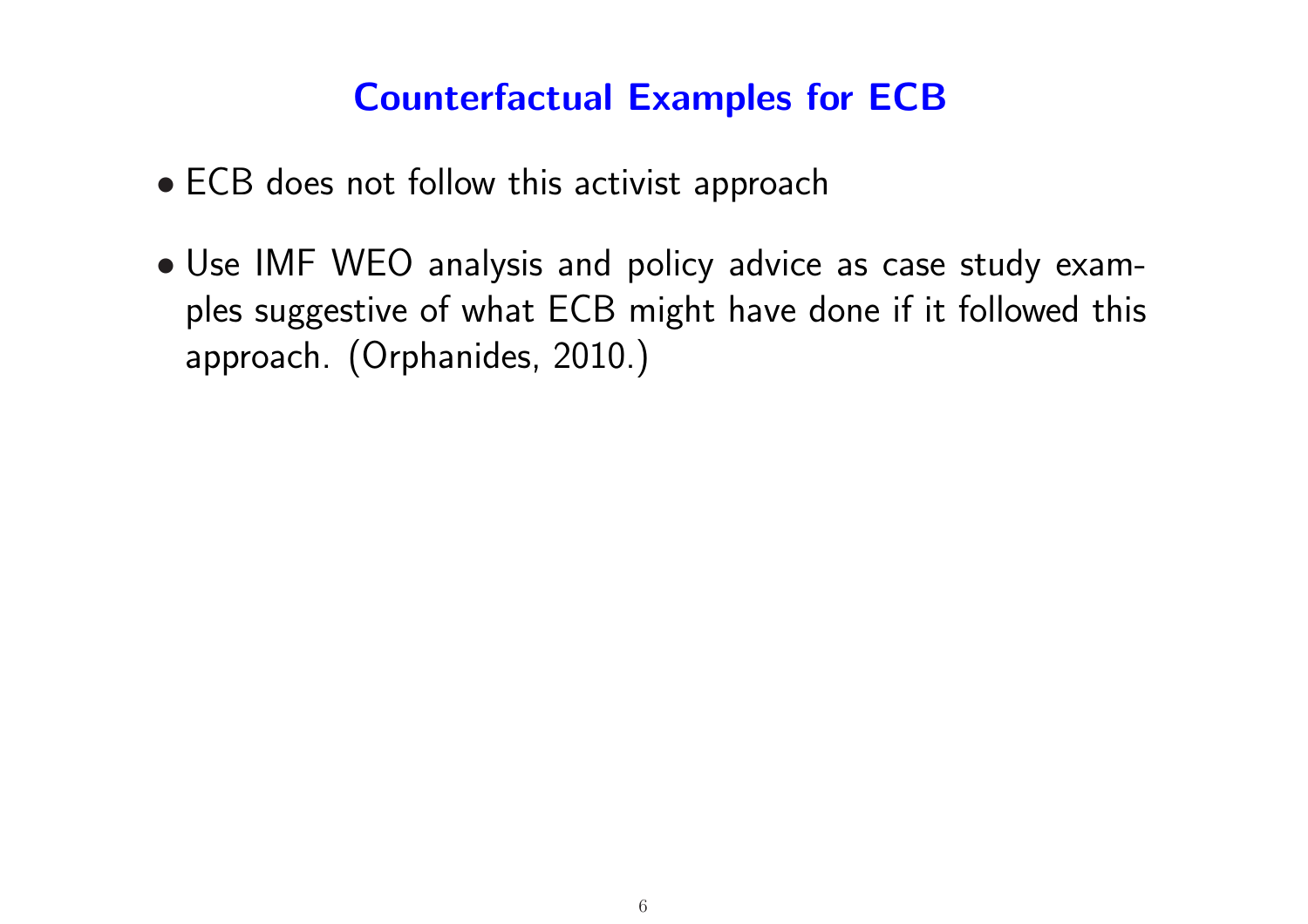# Counterfactual Examples for ECB

- ECB does not follow this activist approach
- Use IMF WEO analysis and policy advice as case study examples suggestive of what ECB might have done if it followed this approach. (Orphanides, 2010.)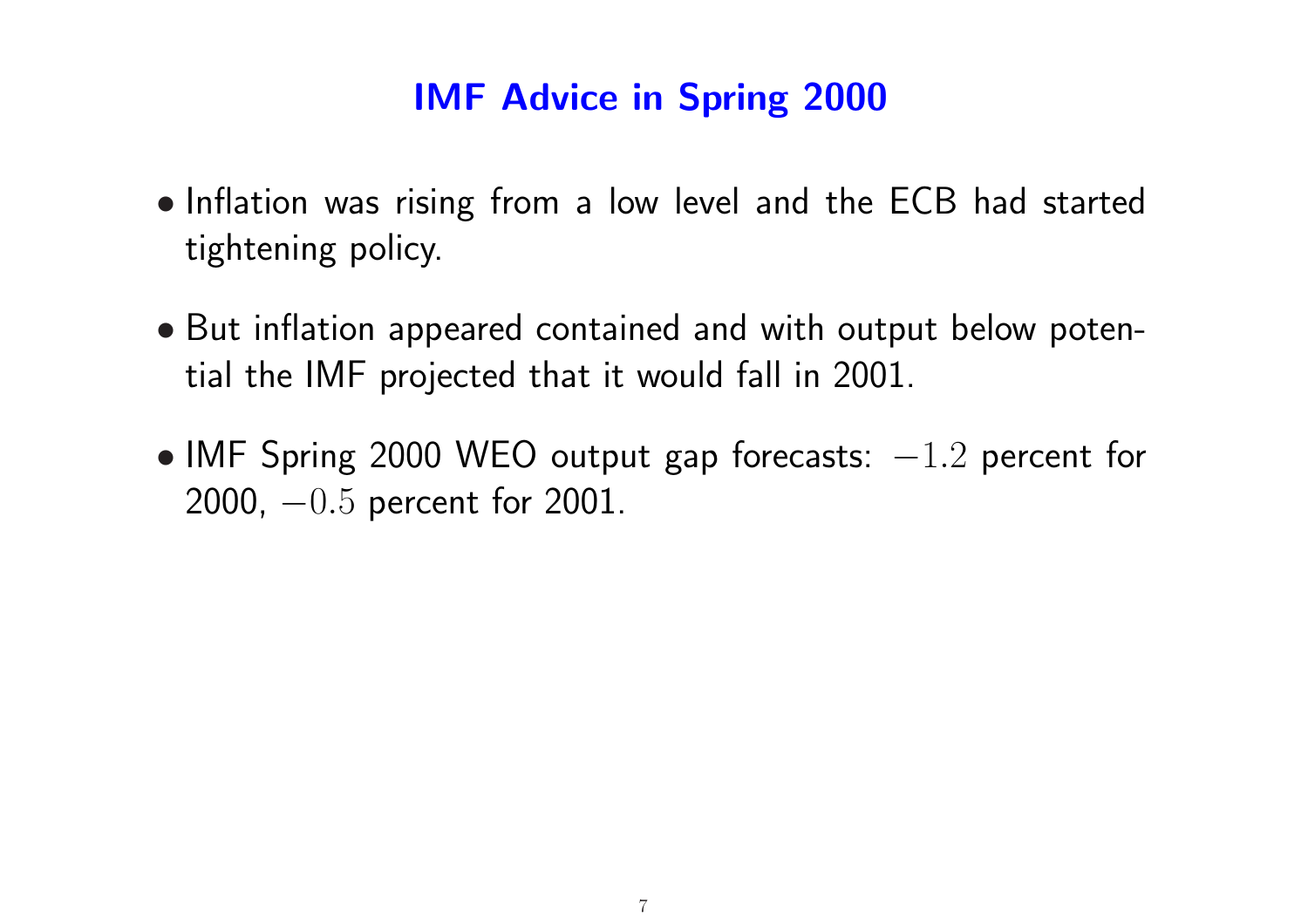# IMF Advice in Spring 2000

- Inflation was rising from a low level and the ECB had started tightening policy.
- But inflation appeared contained and with output below potential the IMF projected that it would fall in 2001.
- IMF Spring 2000 WEO output gap forecasts: $-1.2$ percent for 2000, $-0.5$ percent for 2001.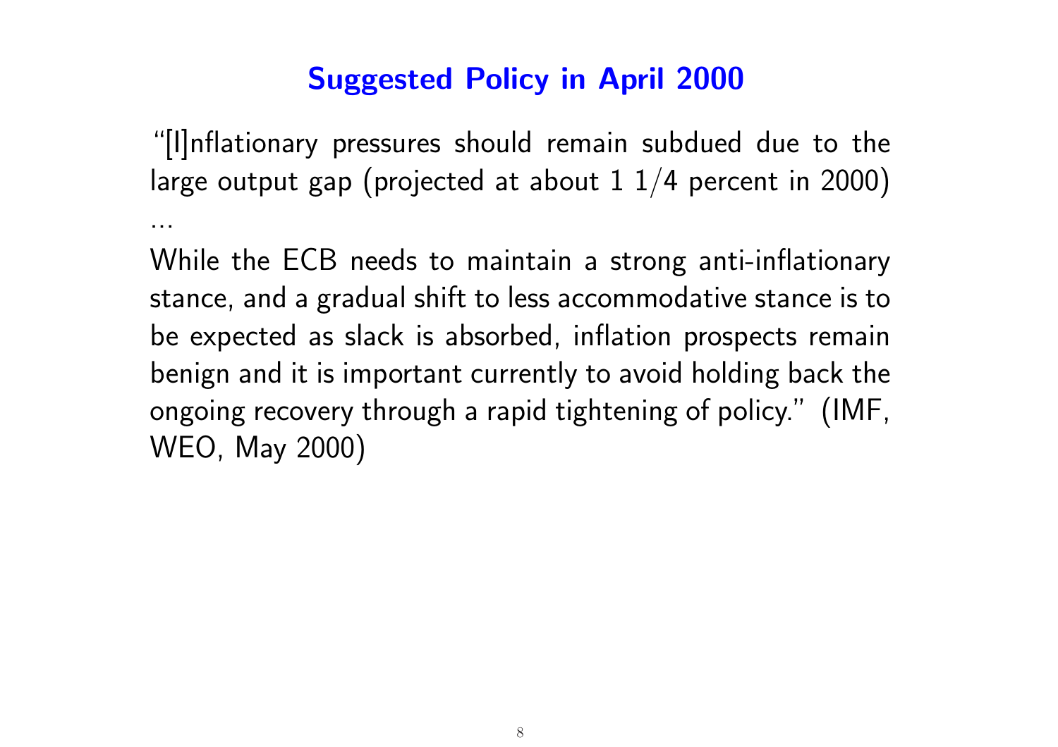# Suggested Policy in April 2000

"[I]nflationary pressures should remain subdued due to the large output gap (projected at about 1 1/4 percent in 2000) ...

While the ECB needs to maintain a strong anti-inflationary stance, and a gradual shift to less accommodative stance is to be expected as slack is absorbed, inflation prospects remain benign and it is important currently to avoid holding back the ongoing recovery through a rapid tightening of policy." (IMF, WEO, May 2000)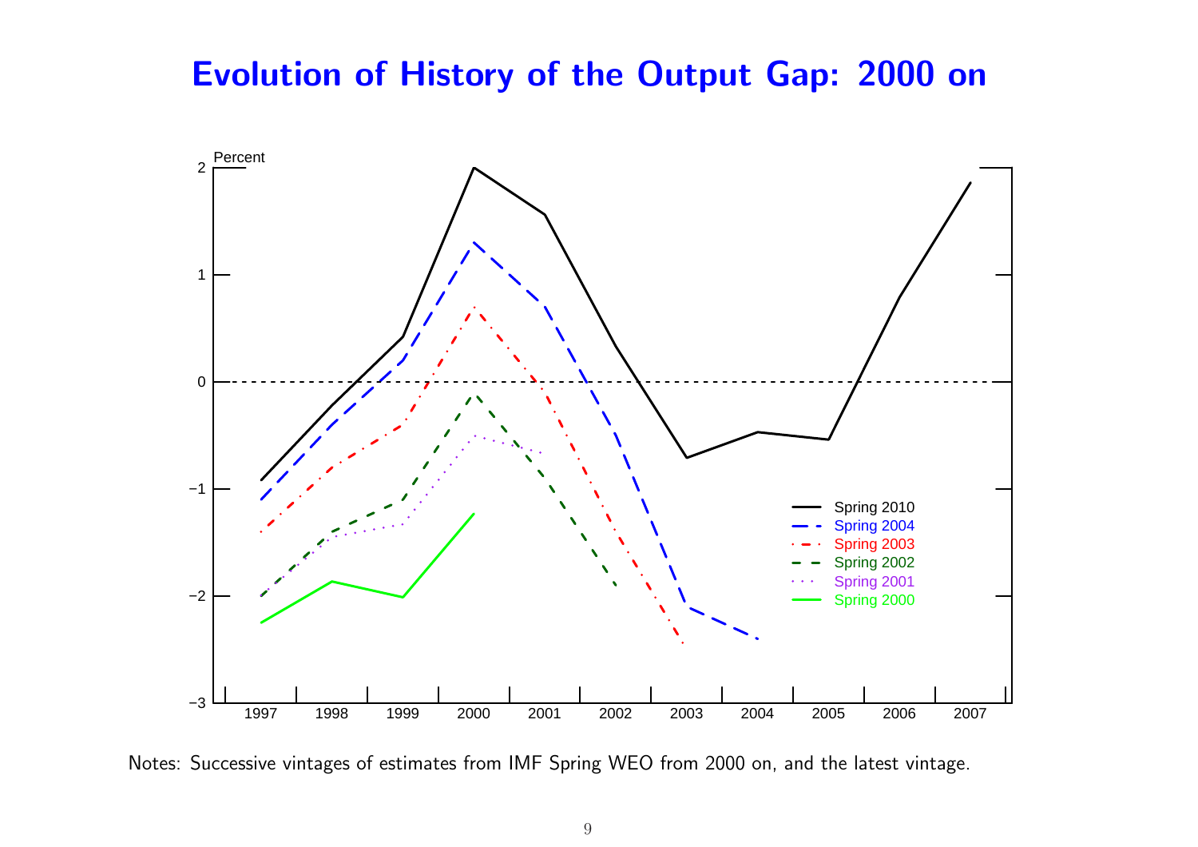# Evolution of History of the Output Gap: 2000 on

Notes: Successive vintages of estimates from IMF Spring WEO from 2000 on, and the latest vintage.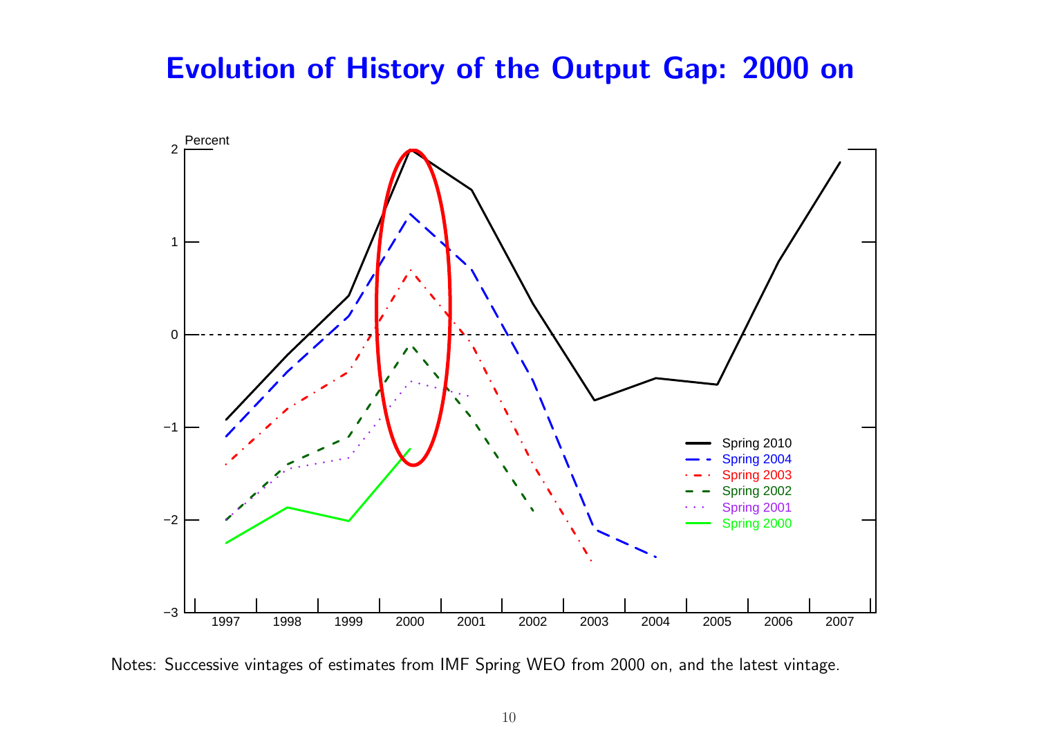# Evolution of History of the Output Gap: 2000 on

Notes: Successive vintages of estimates from IMF Spring WEO from 2000 on, and the latest vintage.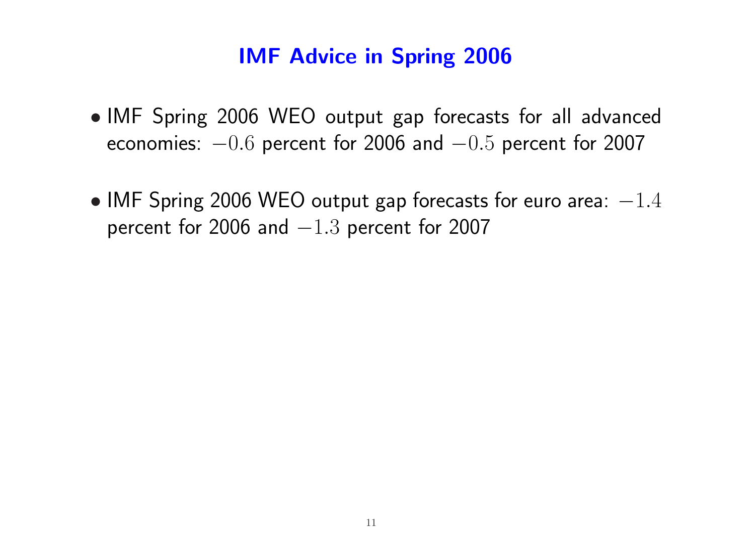## IMF Advice in Spring 2006

- IMF Spring 2006 WEO output gap forecasts for all advanced economies: $-0.6$ percent for 2006 and $-0.5$ percent for 2007

- IMF Spring 2006 WEO output gap forecasts for euro area: $-1.4$ percent for 2006 and $-1.3$ percent for 2007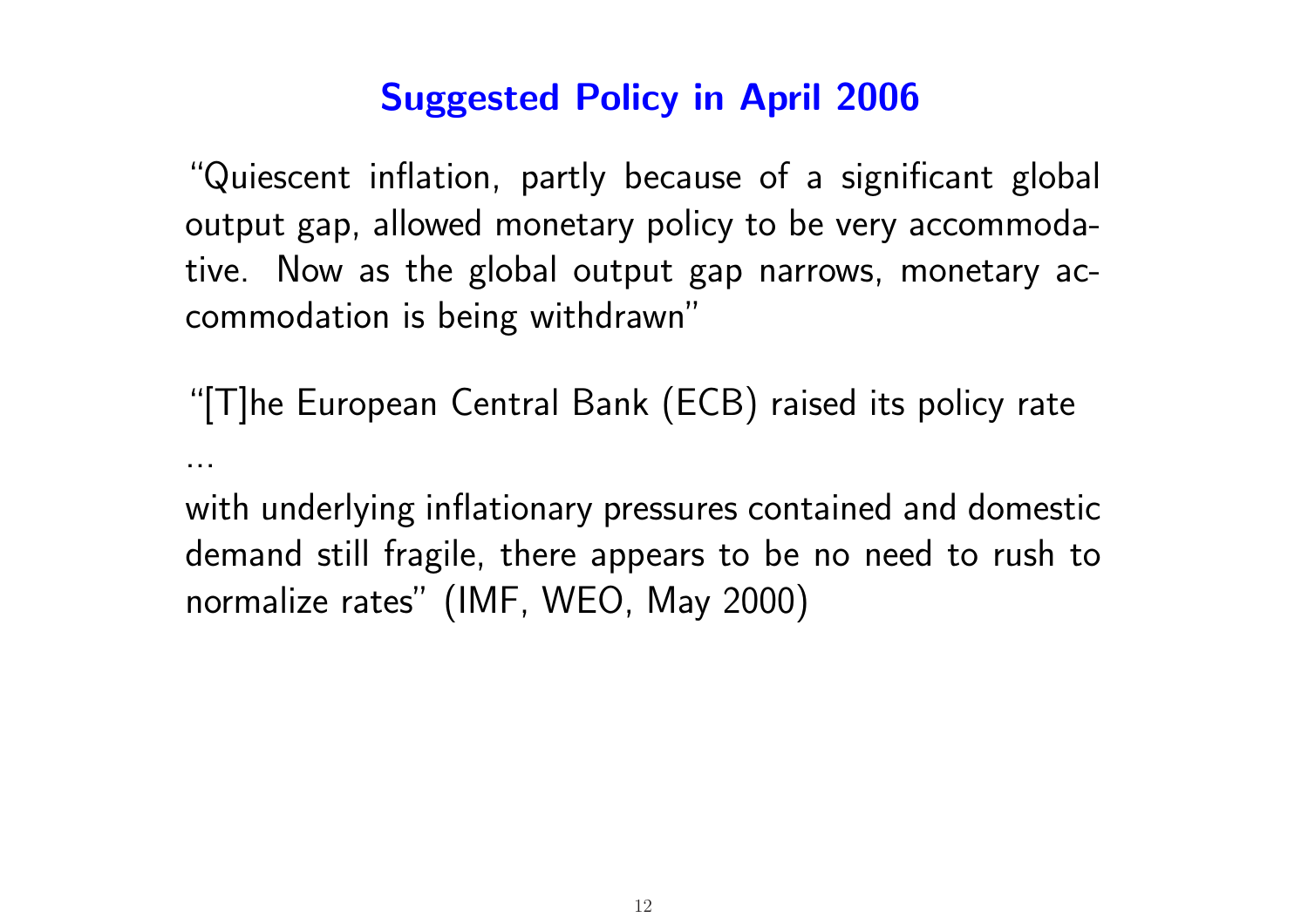# Suggested Policy in April 2006

"Quiescent inflation, partly because of a significant global output gap, allowed monetary policy to be very accommodative. Now as the global output gap narrows, monetary accommodation is being withdrawn"

"[T]he European Central Bank (ECB) raised its policy rate

...

with underlying inflationary pressures contained and domestic demand still fragile, there appears to be no need to rush to normalize rates" (IMF, WEO, May 2000)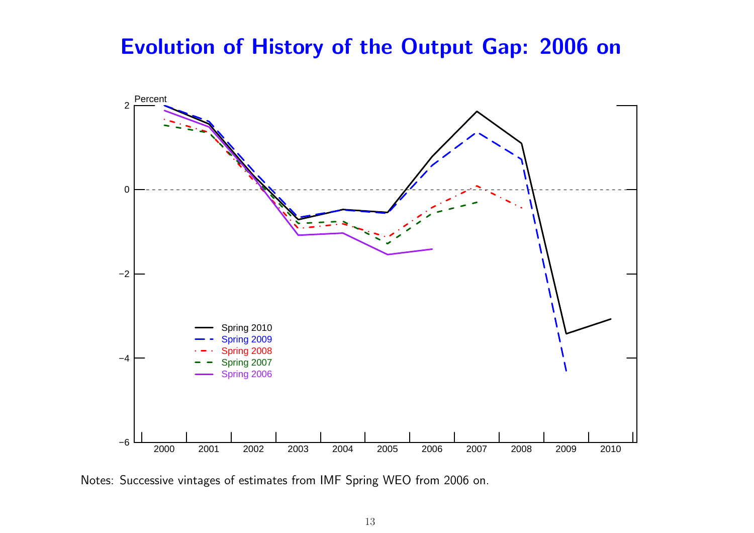# Evolution of History of the Output Gap: 2006 on

Percent

| | 2000 | 2001 | 2002 | 2003 | 2004 | 2005 | 2006 | 2007 | 2008 | 2009 | 2010 |
|---|---|---|---|---|---|---|---|---|---|---|---|

Spring 2010
Spring 2009
Spring 2008
Spring 2007
Spring 2006

Notes: Successive vintages of estimates from IMF Spring WEO from 2006 on.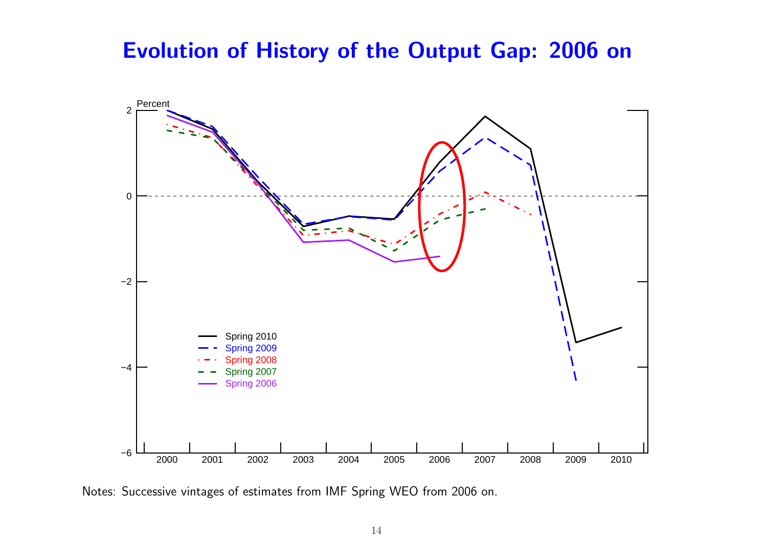# Evolution of History of the Output Gap: 2006 on

Notes: Successive vintages of estimates from IMF Spring WEO from 2006 on.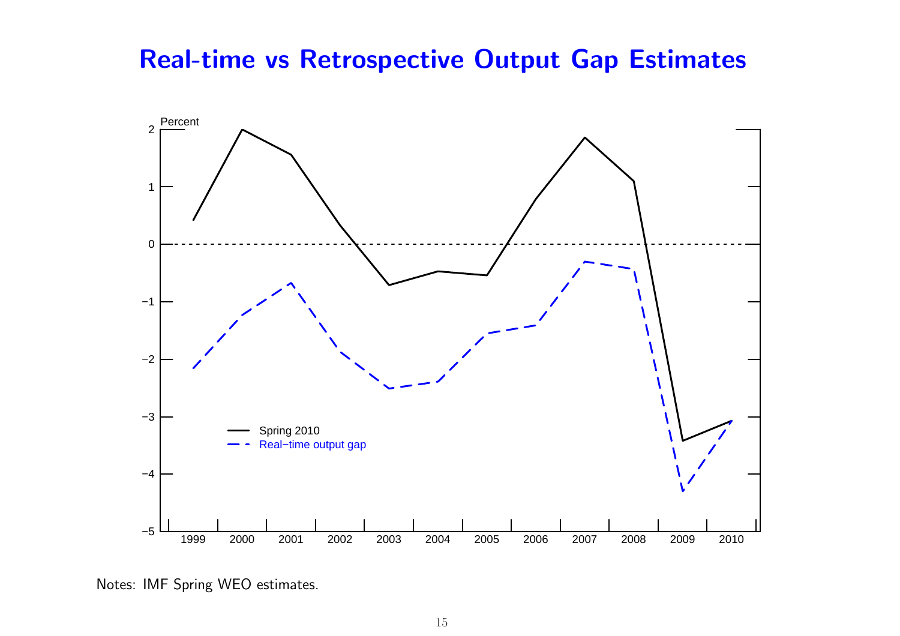# Real-time vs Retrospective Output Gap Estimates

Notes: IMF Spring WEO estimates.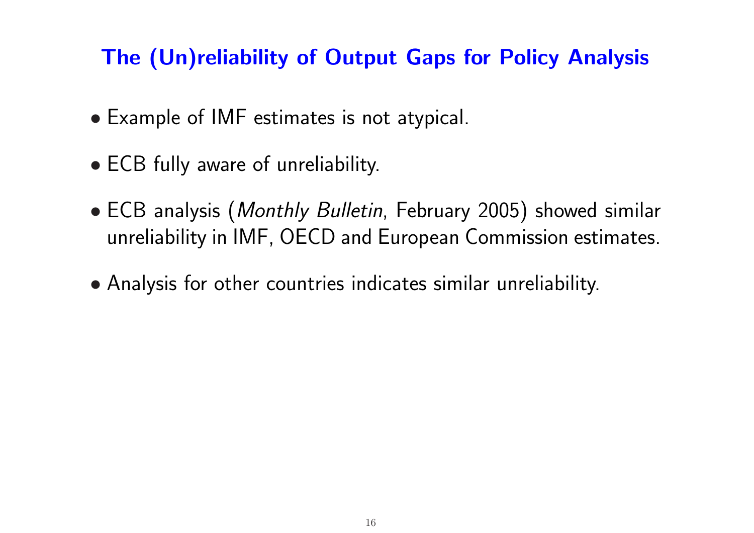## The (Un)reliability of Output Gaps for Policy Analysis

- Example of IMF estimates is not atypical.
- ECB fully aware of unreliability.
- ECB analysis (*Monthly Bulletin*, February 2005) showed similar unreliability in IMF, OECD and European Commission estimates.
- Analysis for other countries indicates similar unreliability.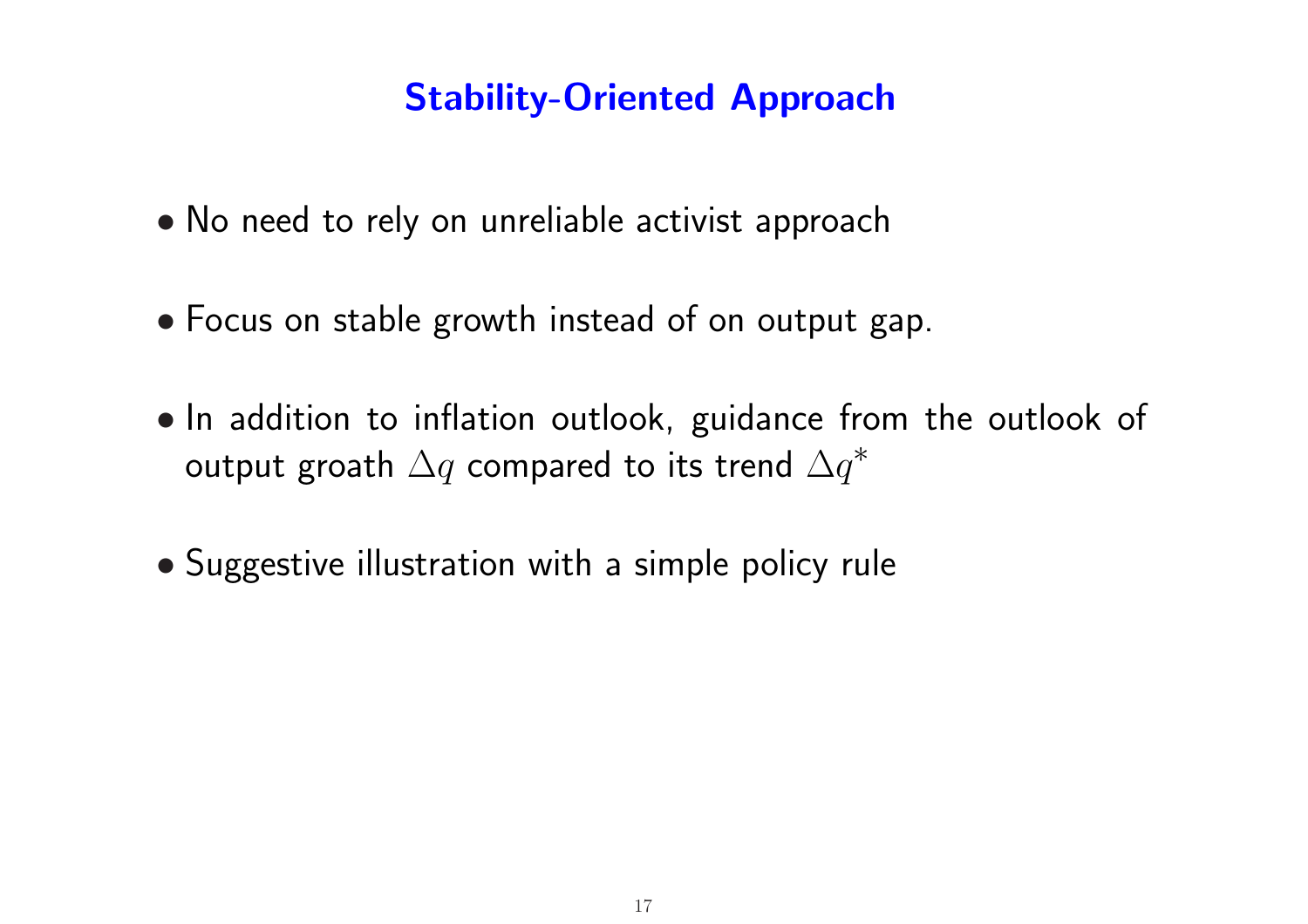# Stability-Oriented Approach

- No need to rely on unreliable activist approach
- Focus on stable growth instead of on output gap.
- In addition to inflation outlook, guidance from the outlook of output groath $\Delta q$ compared to its trend $\Delta q^*$
- Suggestive illustration with a simple policy rule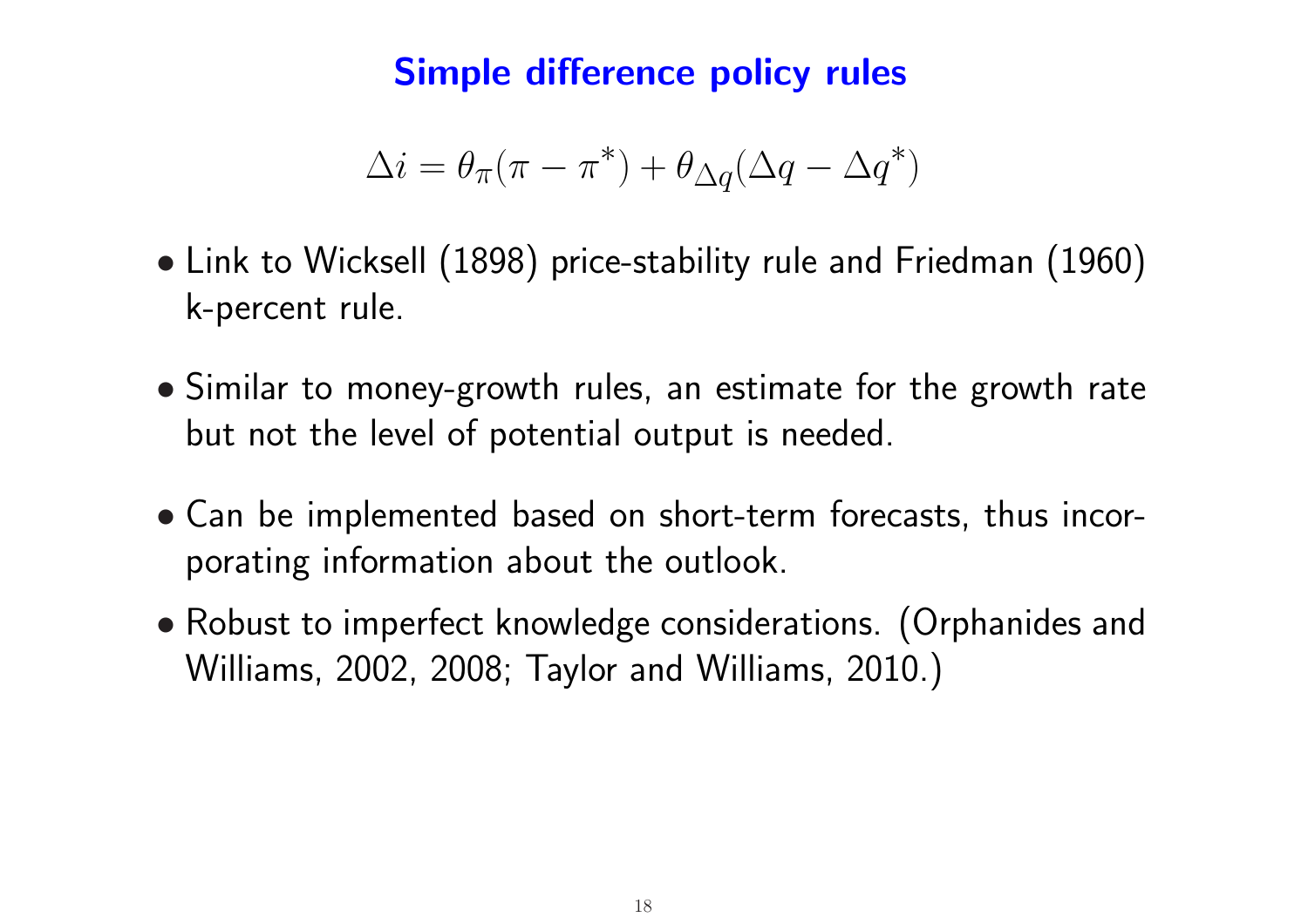## Simple difference policy rules

$$\Delta i = \theta_\pi(\pi - \pi^*) + \theta_{\Delta q}(\Delta q - \Delta q^*)$$

- Link to Wicksell (1898) price-stability rule and Friedman (1960) k-percent rule.
- Similar to money-growth rules, an estimate for the growth rate but not the level of potential output is needed.
- Can be implemented based on short-term forecasts, thus incorporating information about the outlook.
- Robust to imperfect knowledge considerations. (Orphanides and Williams, 2002, 2008; Taylor and Williams, 2010.)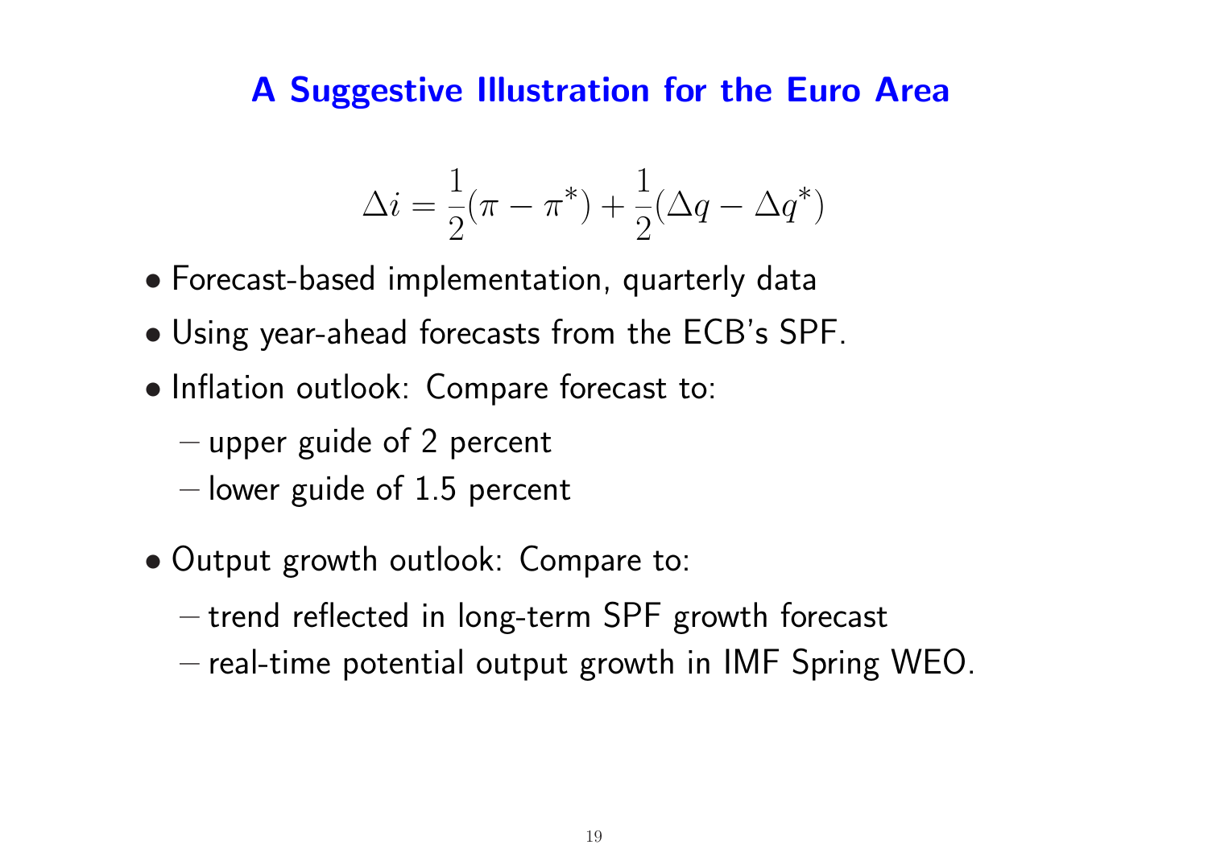## A Suggestive Illustration for the Euro Area

$$\Delta i = \frac{1}{2}(\pi - \pi^*) + \frac{1}{2}(\Delta q - \Delta q^*)$$

- Forecast-based implementation, quarterly data
- Using year-ahead forecasts from the ECB's SPF.
- Inflation outlook: Compare forecast to:
  - upper guide of 2 percent
  - lower guide of 1.5 percent
- Output growth outlook: Compare to:
  - trend reflected in long-term SPF growth forecast
  - real-time potential output growth in IMF Spring WEO.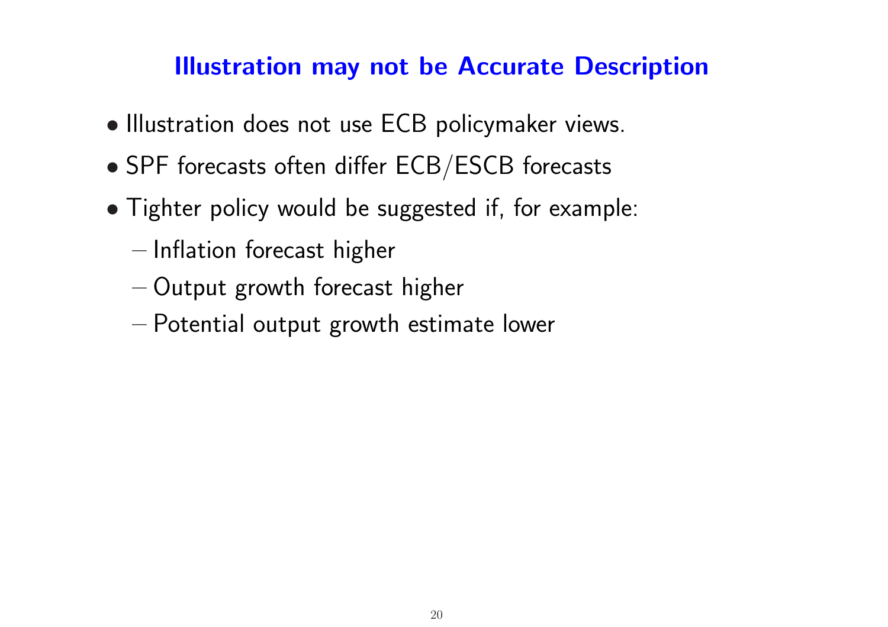## Illustration may not be Accurate Description

- Illustration does not use ECB policymaker views.
- SPF forecasts often differ ECB/ESCB forecasts
- Tighter policy would be suggested if, for example:
  - Inflation forecast higher
  - Output growth forecast higher
  - Potential output growth estimate lower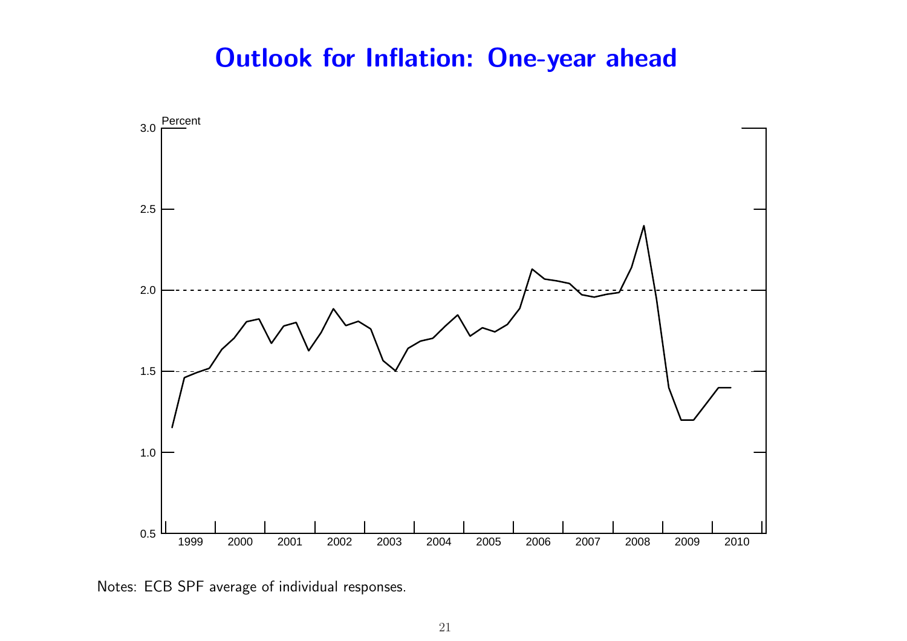## Outlook for Inflation: One-year ahead

Notes: ECB SPF average of individual responses.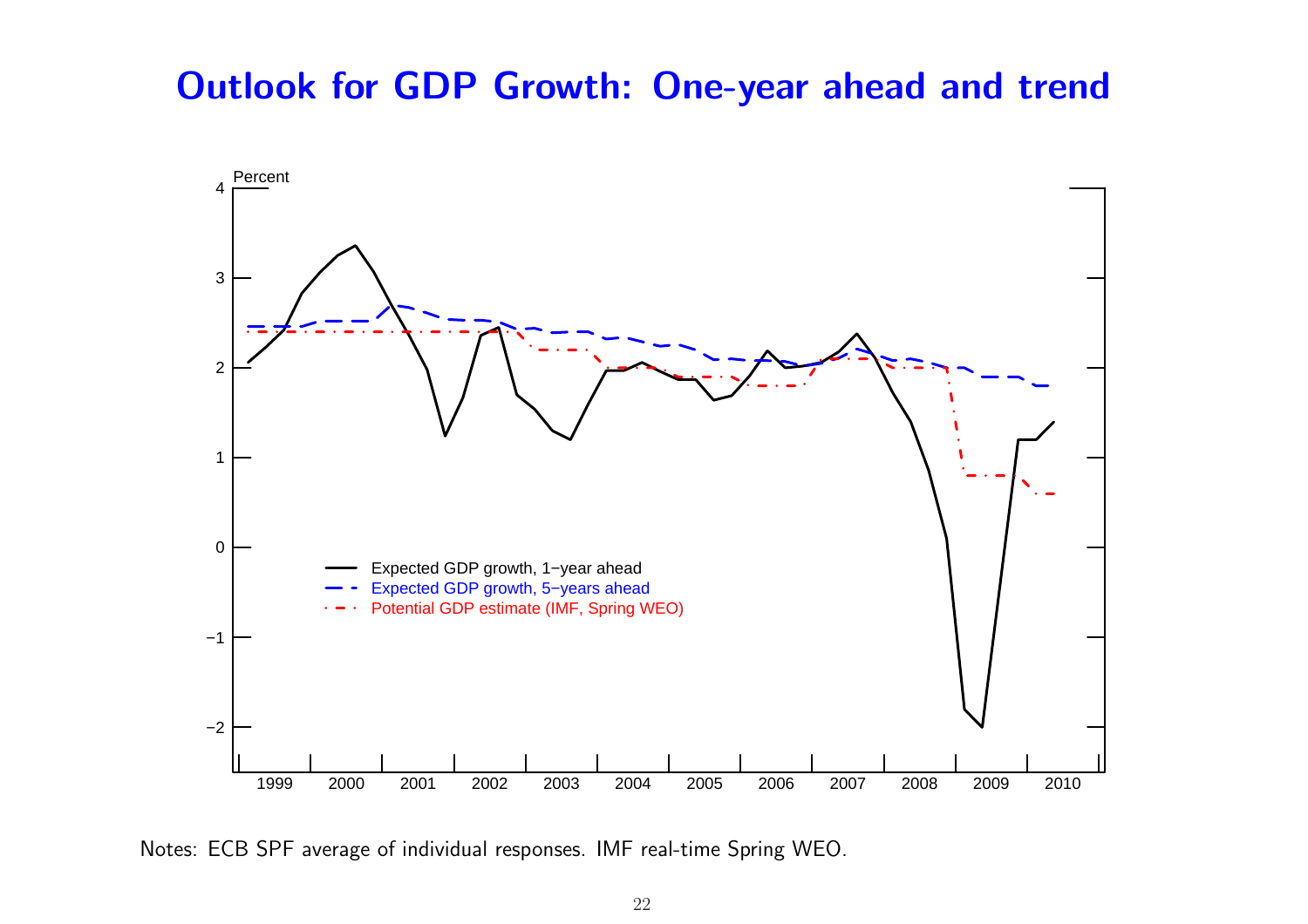## Outlook for GDP Growth: One-year ahead and trend

Notes: ECB SPF average of individual responses. IMF real-time Spring WEO.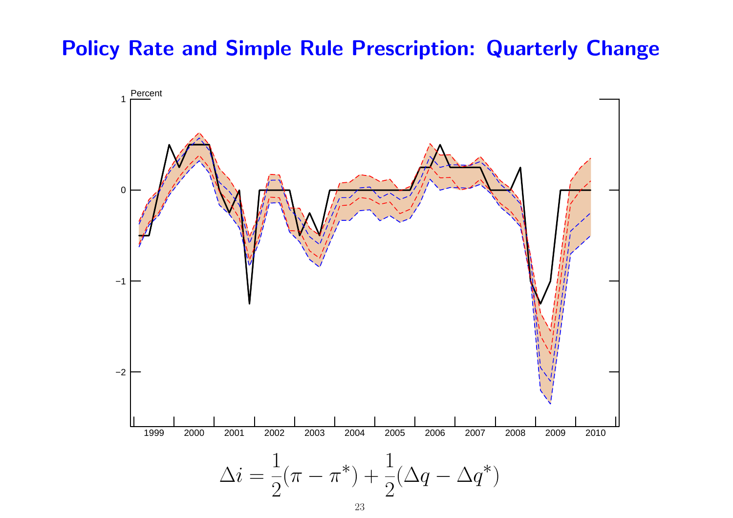# Policy Rate and Simple Rule Prescription: Quarterly Change

$$\Delta i = \frac{1}{2}(\pi - \pi^*) + \frac{1}{2}(\Delta q - \Delta q^*)$$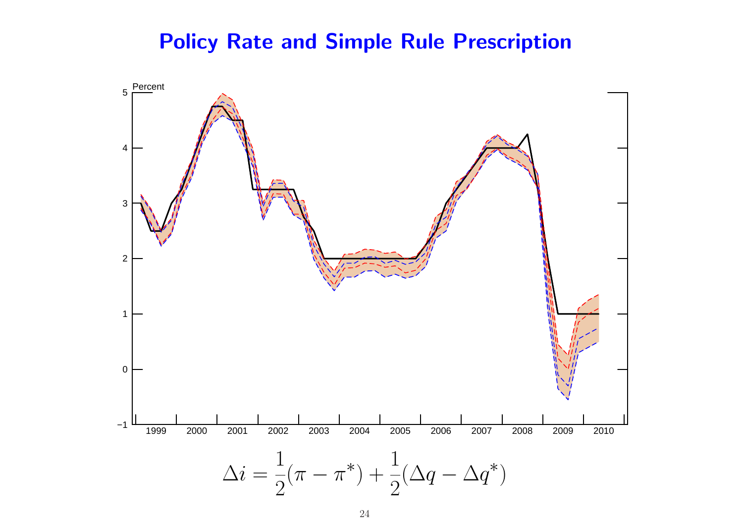# Policy Rate and Simple Rule Prescription

$$\Delta i = \frac{1}{2}(\pi - \pi^*) + \frac{1}{2}(\Delta q - \Delta q^*)$$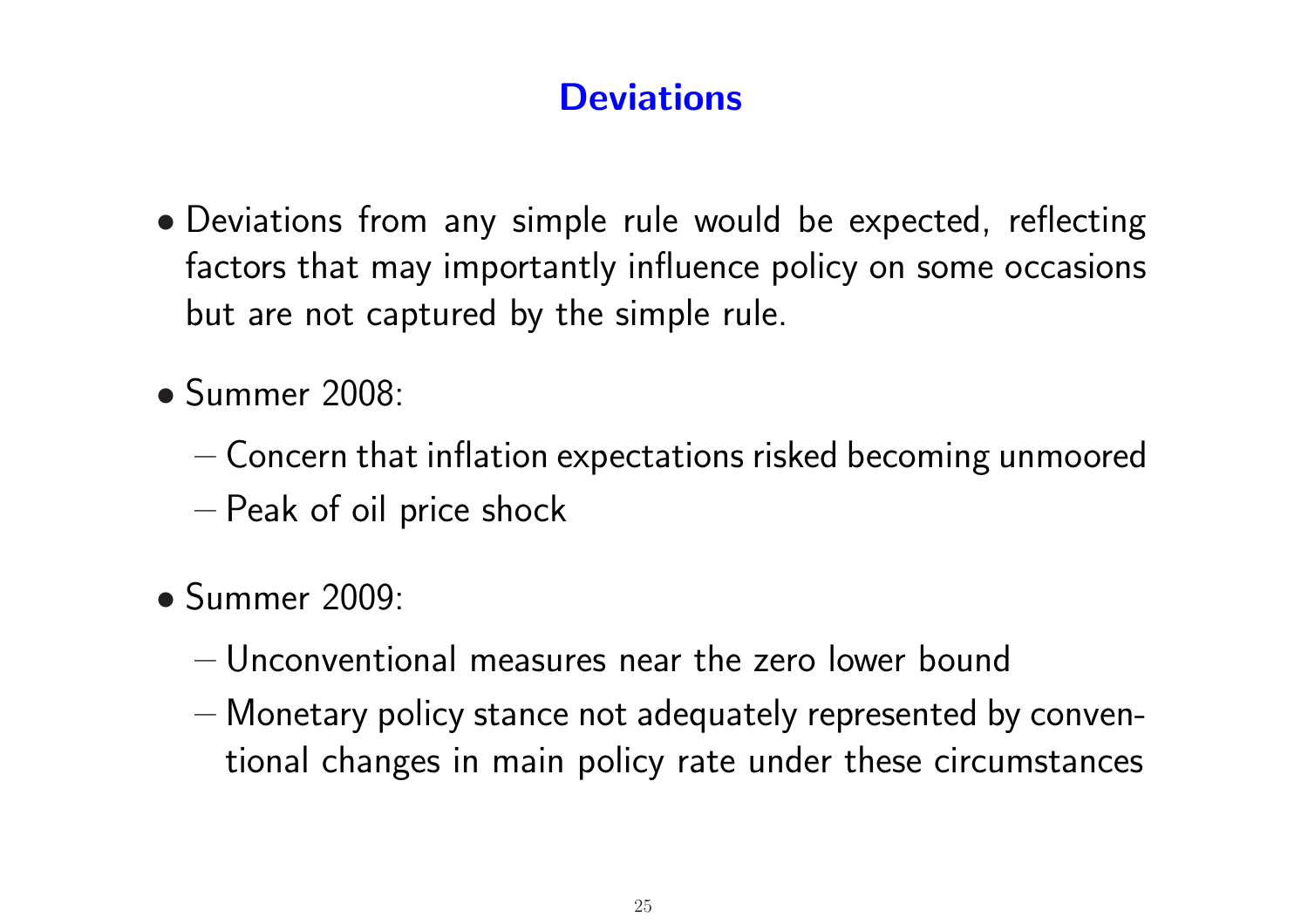# Deviations

- Deviations from any simple rule would be expected, reflecting factors that may importantly influence policy on some occasions but are not captured by the simple rule.
- Summer 2008:
  - Concern that inflation expectations risked becoming unmoored
  - Peak of oil price shock
- Summer 2009:
  - Unconventional measures near the zero lower bound
  - Monetary policy stance not adequately represented by conventional changes in main policy rate under these circumstances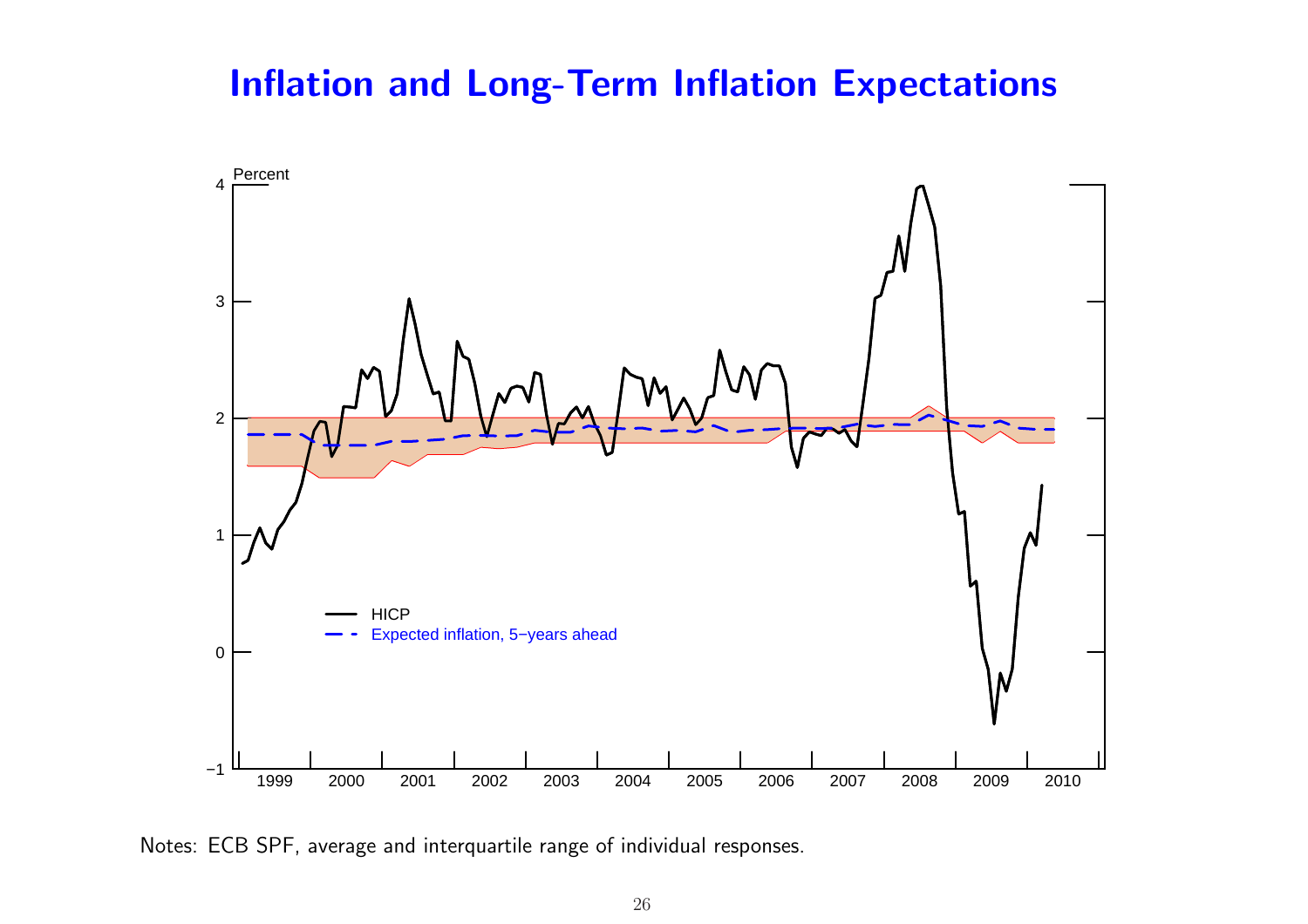# Inflation and Long-Term Inflation Expectations

Notes: ECB SPF, average and interquartile range of individual responses.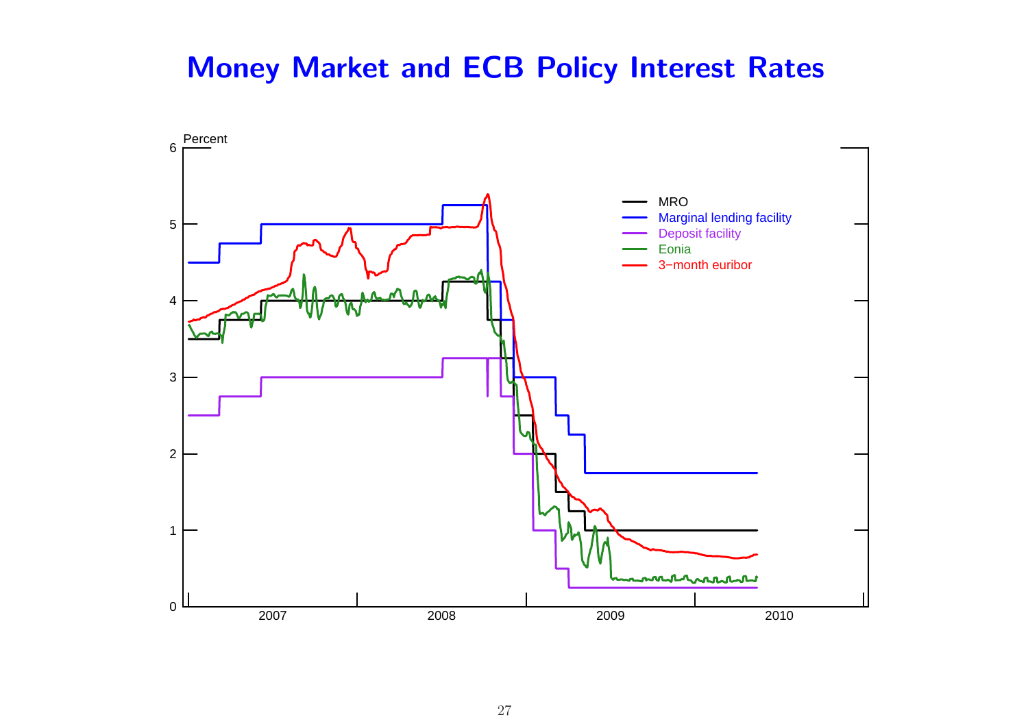# Money Market and ECB Policy Interest Rates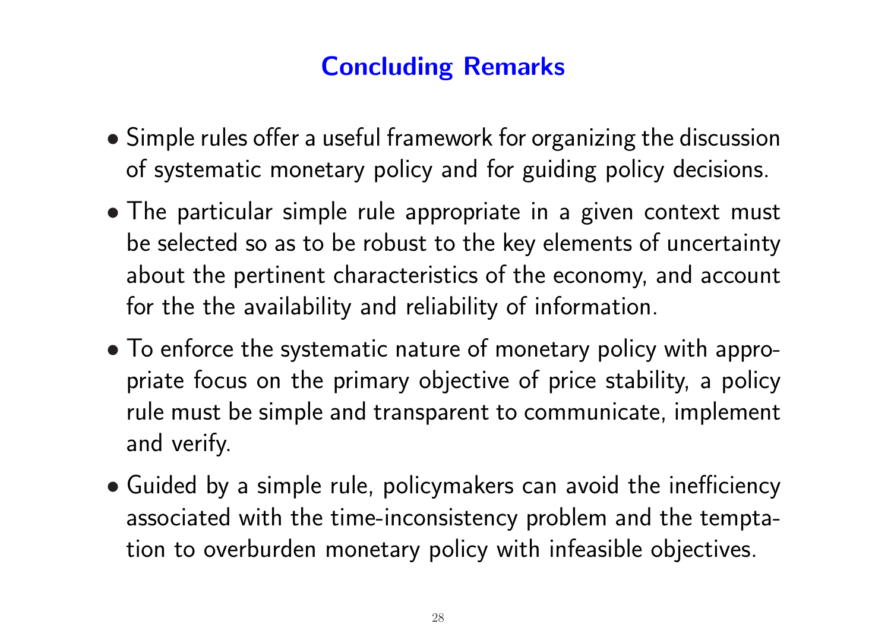# Concluding Remarks

- Simple rules offer a useful framework for organizing the discussion of systematic monetary policy and for guiding policy decisions.
- The particular simple rule appropriate in a given context must be selected so as to be robust to the key elements of uncertainty about the pertinent characteristics of the economy, and account for the the availability and reliability of information.
- To enforce the systematic nature of monetary policy with appropriate focus on the primary objective of price stability, a policy rule must be simple and transparent to communicate, implement and verify.
- Guided by a simple rule, policymakers can avoid the inefficiency associated with the time-inconsistency problem and the temptation to overburden monetary policy with infeasible objectives.